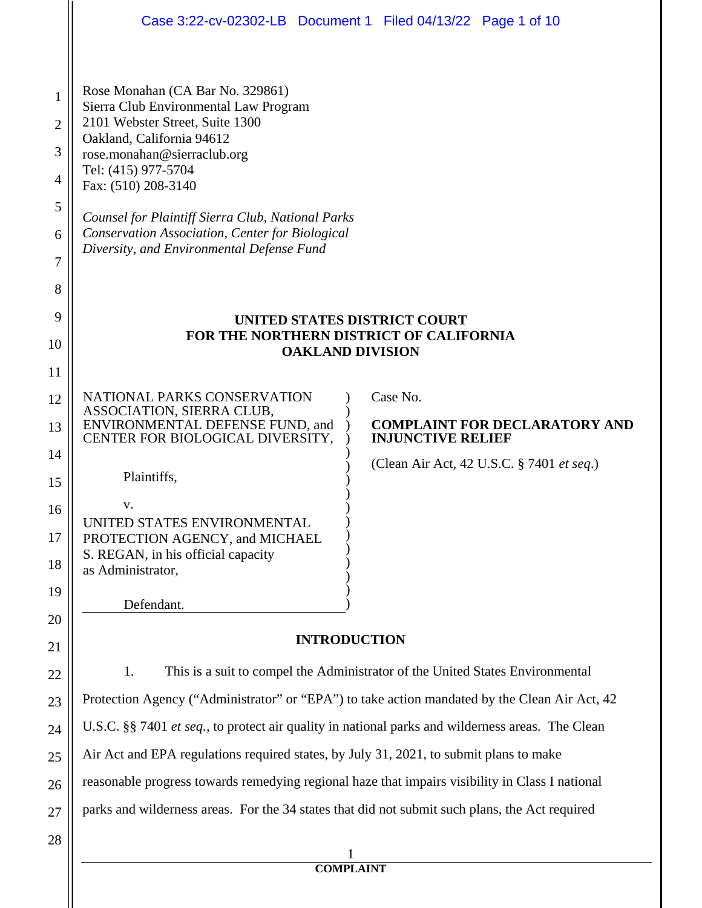Rose Monahan (CA Bar No. 329861)
Sierra Club Environmental Law Program
2101 Webster Street, Suite 1300
Oakland, California 94612
rose.monahan@sierraclub.org
Tel: (415) 977-5704
Fax: (510) 208-3140

*Counsel for Plaintiff Sierra Club, National Parks Conservation Association, Center for Biological Diversity, and Environmental Defense Fund*

**UNITED STATES DISTRICT COURT**
**FOR THE NORTHERN DISTRICT OF CALIFORNIA**
**OAKLAND DIVISION**

NATIONAL PARKS CONSERVATION ASSOCIATION, SIERRA CLUB, ENVIRONMENTAL DEFENSE FUND, and CENTER FOR BIOLOGICAL DIVERSITY,

Plaintiffs,

v.

UNITED STATES ENVIRONMENTAL PROTECTION AGENCY, and MICHAEL S. REGAN, in his official capacity as Administrator,

Defendant.

Case No.

**COMPLAINT FOR DECLARATORY AND INJUNCTIVE RELIEF**

(Clean Air Act, 42 U.S.C. § 7401 *et seq.*)

## INTRODUCTION

1. This is a suit to compel the Administrator of the United States Environmental Protection Agency ("Administrator" or "EPA") to take action mandated by the Clean Air Act, 42 U.S.C. §§ 7401 *et seq.*, to protect air quality in national parks and wilderness areas. The Clean Air Act and EPA regulations required states, by July 31, 2021, to submit plans to make reasonable progress towards remedying regional haze that impairs visibility in Class I national parks and wilderness areas. For the 34 states that did not submit such plans, the Act required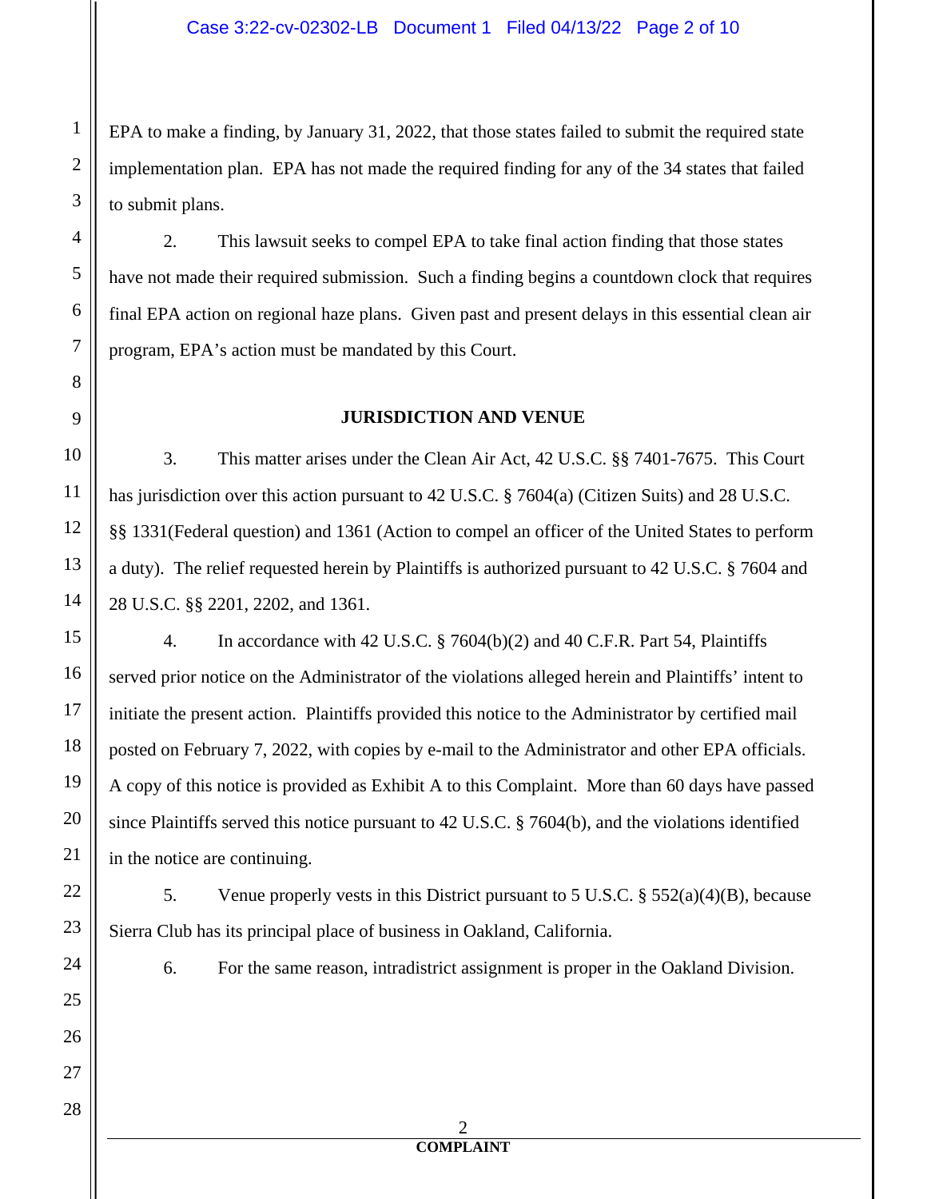EPA to make a finding, by January 31, 2022, that those states failed to submit the required state implementation plan. EPA has not made the required finding for any of the 34 states that failed to submit plans.

2. This lawsuit seeks to compel EPA to take final action finding that those states have not made their required submission. Such a finding begins a countdown clock that requires final EPA action on regional haze plans. Given past and present delays in this essential clean air program, EPA's action must be mandated by this Court.

## JURISDICTION AND VENUE

3. This matter arises under the Clean Air Act, 42 U.S.C. §§ 7401-7675. This Court has jurisdiction over this action pursuant to 42 U.S.C. § 7604(a) (Citizen Suits) and 28 U.S.C. §§ 1331(Federal question) and 1361 (Action to compel an officer of the United States to perform a duty). The relief requested herein by Plaintiffs is authorized pursuant to 42 U.S.C. § 7604 and 28 U.S.C. §§ 2201, 2202, and 1361.

4. In accordance with 42 U.S.C. § 7604(b)(2) and 40 C.F.R. Part 54, Plaintiffs served prior notice on the Administrator of the violations alleged herein and Plaintiffs' intent to initiate the present action. Plaintiffs provided this notice to the Administrator by certified mail posted on February 7, 2022, with copies by e-mail to the Administrator and other EPA officials. A copy of this notice is provided as Exhibit A to this Complaint. More than 60 days have passed since Plaintiffs served this notice pursuant to 42 U.S.C. § 7604(b), and the violations identified in the notice are continuing.

5. Venue properly vests in this District pursuant to 5 U.S.C. § 552(a)(4)(B), because Sierra Club has its principal place of business in Oakland, California.

6. For the same reason, intradistrict assignment is proper in the Oakland Division.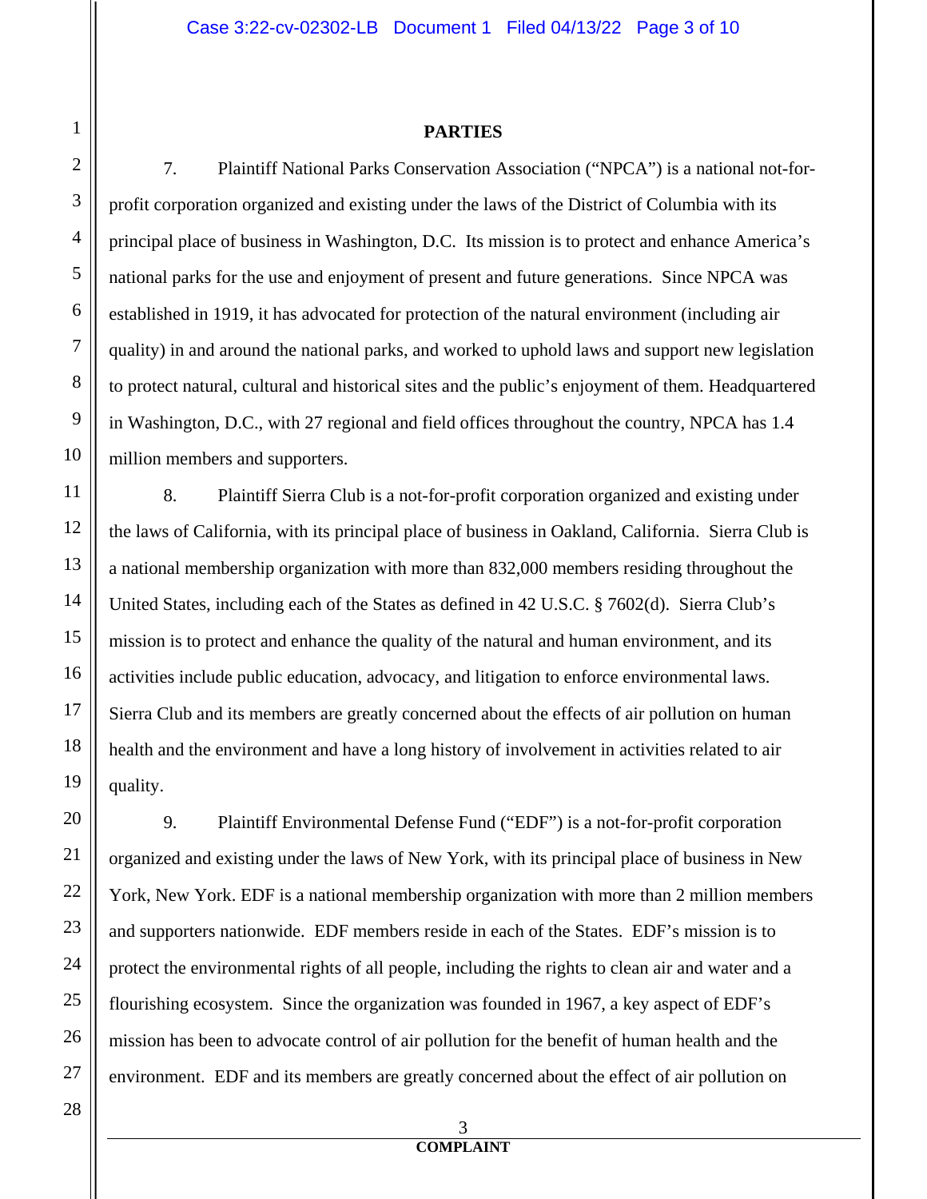**PARTIES**

7. Plaintiff National Parks Conservation Association ("NPCA") is a national not-for-profit corporation organized and existing under the laws of the District of Columbia with its principal place of business in Washington, D.C. Its mission is to protect and enhance America's national parks for the use and enjoyment of present and future generations. Since NPCA was established in 1919, it has advocated for protection of the natural environment (including air quality) in and around the national parks, and worked to uphold laws and support new legislation to protect natural, cultural and historical sites and the public's enjoyment of them. Headquartered in Washington, D.C., with 27 regional and field offices throughout the country, NPCA has 1.4 million members and supporters.

8. Plaintiff Sierra Club is a not-for-profit corporation organized and existing under the laws of California, with its principal place of business in Oakland, California. Sierra Club is a national membership organization with more than 832,000 members residing throughout the United States, including each of the States as defined in 42 U.S.C. § 7602(d). Sierra Club's mission is to protect and enhance the quality of the natural and human environment, and its activities include public education, advocacy, and litigation to enforce environmental laws. Sierra Club and its members are greatly concerned about the effects of air pollution on human health and the environment and have a long history of involvement in activities related to air quality.

9. Plaintiff Environmental Defense Fund ("EDF") is a not-for-profit corporation organized and existing under the laws of New York, with its principal place of business in New York, New York. EDF is a national membership organization with more than 2 million members and supporters nationwide. EDF members reside in each of the States. EDF's mission is to protect the environmental rights of all people, including the rights to clean air and water and a flourishing ecosystem. Since the organization was founded in 1967, a key aspect of EDF's mission has been to advocate control of air pollution for the benefit of human health and the environment. EDF and its members are greatly concerned about the effect of air pollution on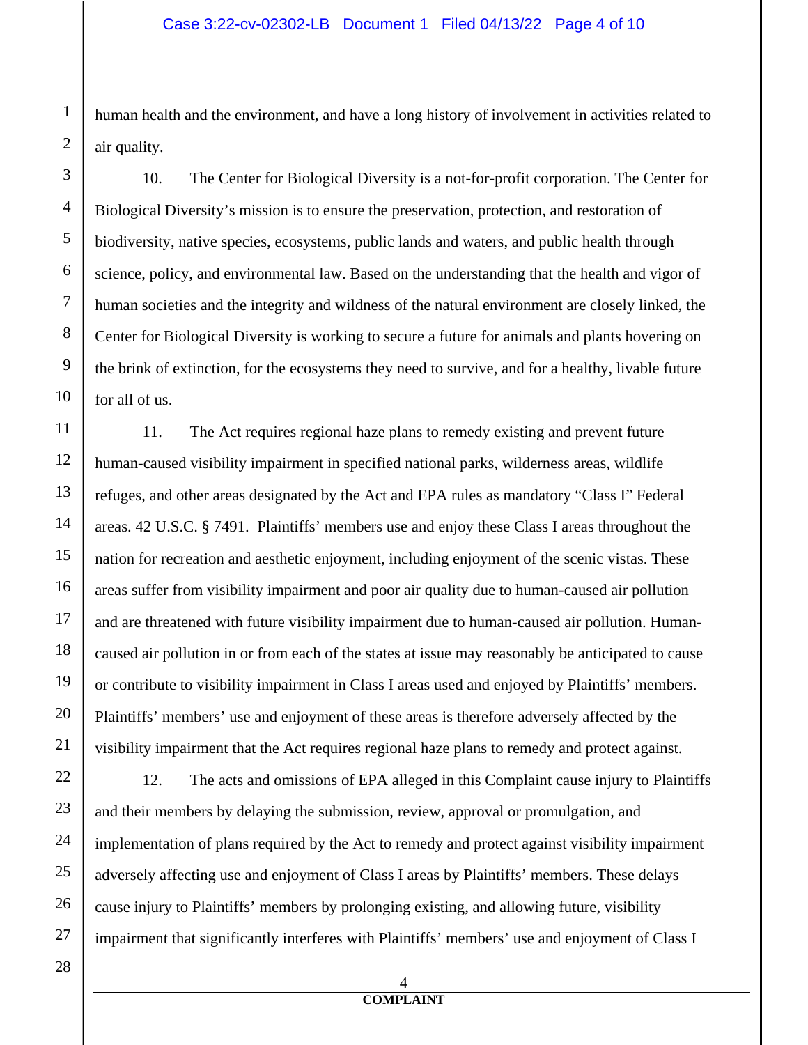human health and the environment, and have a long history of involvement in activities related to air quality.

10. The Center for Biological Diversity is a not-for-profit corporation. The Center for Biological Diversity's mission is to ensure the preservation, protection, and restoration of biodiversity, native species, ecosystems, public lands and waters, and public health through science, policy, and environmental law. Based on the understanding that the health and vigor of human societies and the integrity and wildness of the natural environment are closely linked, the Center for Biological Diversity is working to secure a future for animals and plants hovering on the brink of extinction, for the ecosystems they need to survive, and for a healthy, livable future for all of us.

11. The Act requires regional haze plans to remedy existing and prevent future human-caused visibility impairment in specified national parks, wilderness areas, wildlife refuges, and other areas designated by the Act and EPA rules as mandatory "Class I" Federal areas. 42 U.S.C. § 7491. Plaintiffs' members use and enjoy these Class I areas throughout the nation for recreation and aesthetic enjoyment, including enjoyment of the scenic vistas. These areas suffer from visibility impairment and poor air quality due to human-caused air pollution and are threatened with future visibility impairment due to human-caused air pollution. Human-caused air pollution in or from each of the states at issue may reasonably be anticipated to cause or contribute to visibility impairment in Class I areas used and enjoyed by Plaintiffs' members. Plaintiffs' members' use and enjoyment of these areas is therefore adversely affected by the visibility impairment that the Act requires regional haze plans to remedy and protect against.

12. The acts and omissions of EPA alleged in this Complaint cause injury to Plaintiffs and their members by delaying the submission, review, approval or promulgation, and implementation of plans required by the Act to remedy and protect against visibility impairment adversely affecting use and enjoyment of Class I areas by Plaintiffs' members. These delays cause injury to Plaintiffs' members by prolonging existing, and allowing future, visibility impairment that significantly interferes with Plaintiffs' members' use and enjoyment of Class I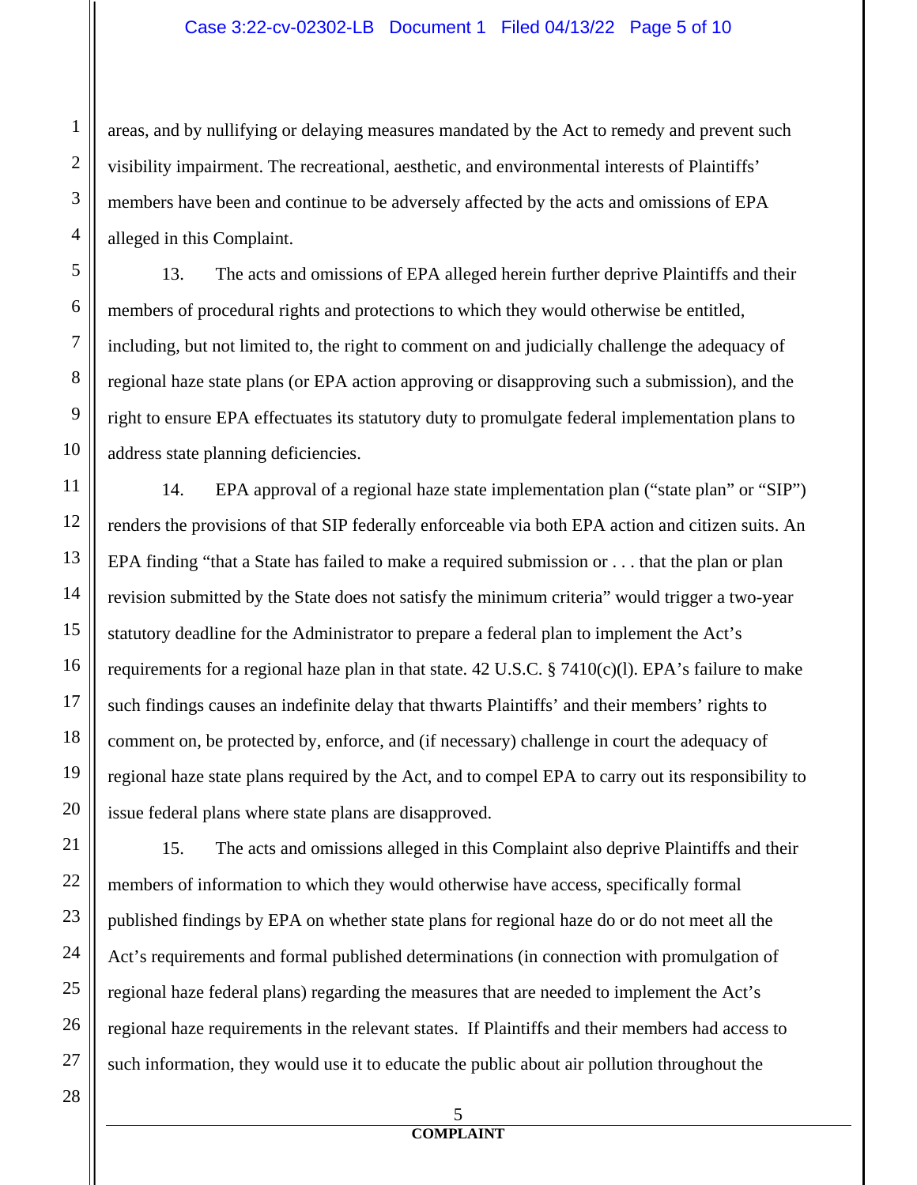areas, and by nullifying or delaying measures mandated by the Act to remedy and prevent such visibility impairment. The recreational, aesthetic, and environmental interests of Plaintiffs' members have been and continue to be adversely affected by the acts and omissions of EPA alleged in this Complaint.

13. The acts and omissions of EPA alleged herein further deprive Plaintiffs and their members of procedural rights and protections to which they would otherwise be entitled, including, but not limited to, the right to comment on and judicially challenge the adequacy of regional haze state plans (or EPA action approving or disapproving such a submission), and the right to ensure EPA effectuates its statutory duty to promulgate federal implementation plans to address state planning deficiencies.

14. EPA approval of a regional haze state implementation plan ("state plan" or "SIP") renders the provisions of that SIP federally enforceable via both EPA action and citizen suits. An EPA finding "that a State has failed to make a required submission or . . . that the plan or plan revision submitted by the State does not satisfy the minimum criteria" would trigger a two-year statutory deadline for the Administrator to prepare a federal plan to implement the Act's requirements for a regional haze plan in that state. 42 U.S.C. § 7410(c)(l). EPA's failure to make such findings causes an indefinite delay that thwarts Plaintiffs' and their members' rights to comment on, be protected by, enforce, and (if necessary) challenge in court the adequacy of regional haze state plans required by the Act, and to compel EPA to carry out its responsibility to issue federal plans where state plans are disapproved.

15. The acts and omissions alleged in this Complaint also deprive Plaintiffs and their members of information to which they would otherwise have access, specifically formal published findings by EPA on whether state plans for regional haze do or do not meet all the Act's requirements and formal published determinations (in connection with promulgation of regional haze federal plans) regarding the measures that are needed to implement the Act's regional haze requirements in the relevant states. If Plaintiffs and their members had access to such information, they would use it to educate the public about air pollution throughout the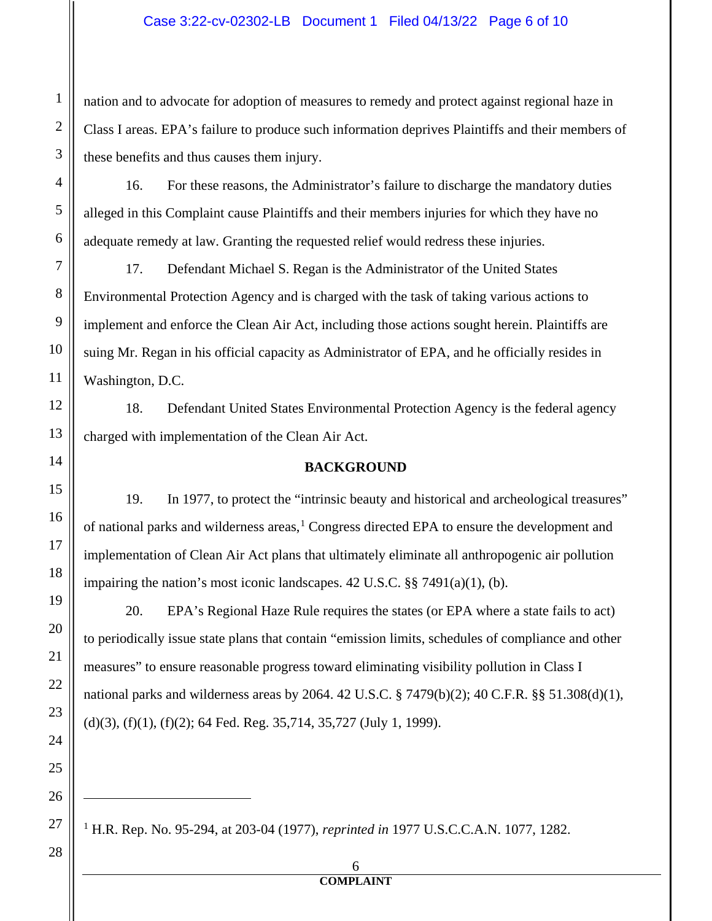nation and to advocate for adoption of measures to remedy and protect against regional haze in Class I areas. EPA's failure to produce such information deprives Plaintiffs and their members of these benefits and thus causes them injury.

16. For these reasons, the Administrator's failure to discharge the mandatory duties alleged in this Complaint cause Plaintiffs and their members injuries for which they have no adequate remedy at law. Granting the requested relief would redress these injuries.

17. Defendant Michael S. Regan is the Administrator of the United States Environmental Protection Agency and is charged with the task of taking various actions to implement and enforce the Clean Air Act, including those actions sought herein. Plaintiffs are suing Mr. Regan in his official capacity as Administrator of EPA, and he officially resides in Washington, D.C.

18. Defendant United States Environmental Protection Agency is the federal agency charged with implementation of the Clean Air Act.

## BACKGROUND

19. In 1977, to protect the "intrinsic beauty and historical and archeological treasures" of national parks and wilderness areas,[1] Congress directed EPA to ensure the development and implementation of Clean Air Act plans that ultimately eliminate all anthropogenic air pollution impairing the nation's most iconic landscapes. 42 U.S.C. §§ 7491(a)(1), (b).

20. EPA's Regional Haze Rule requires the states (or EPA where a state fails to act) to periodically issue state plans that contain "emission limits, schedules of compliance and other measures" to ensure reasonable progress toward eliminating visibility pollution in Class I national parks and wilderness areas by 2064. 42 U.S.C. § 7479(b)(2); 40 C.F.R. §§ 51.308(d)(1), (d)(3), (f)(1), (f)(2); 64 Fed. Reg. 35,714, 35,727 (July 1, 1999).

---

[1] H.R. Rep. No. 95-294, at 203-04 (1977), *reprinted in* 1977 U.S.C.C.A.N. 1077, 1282.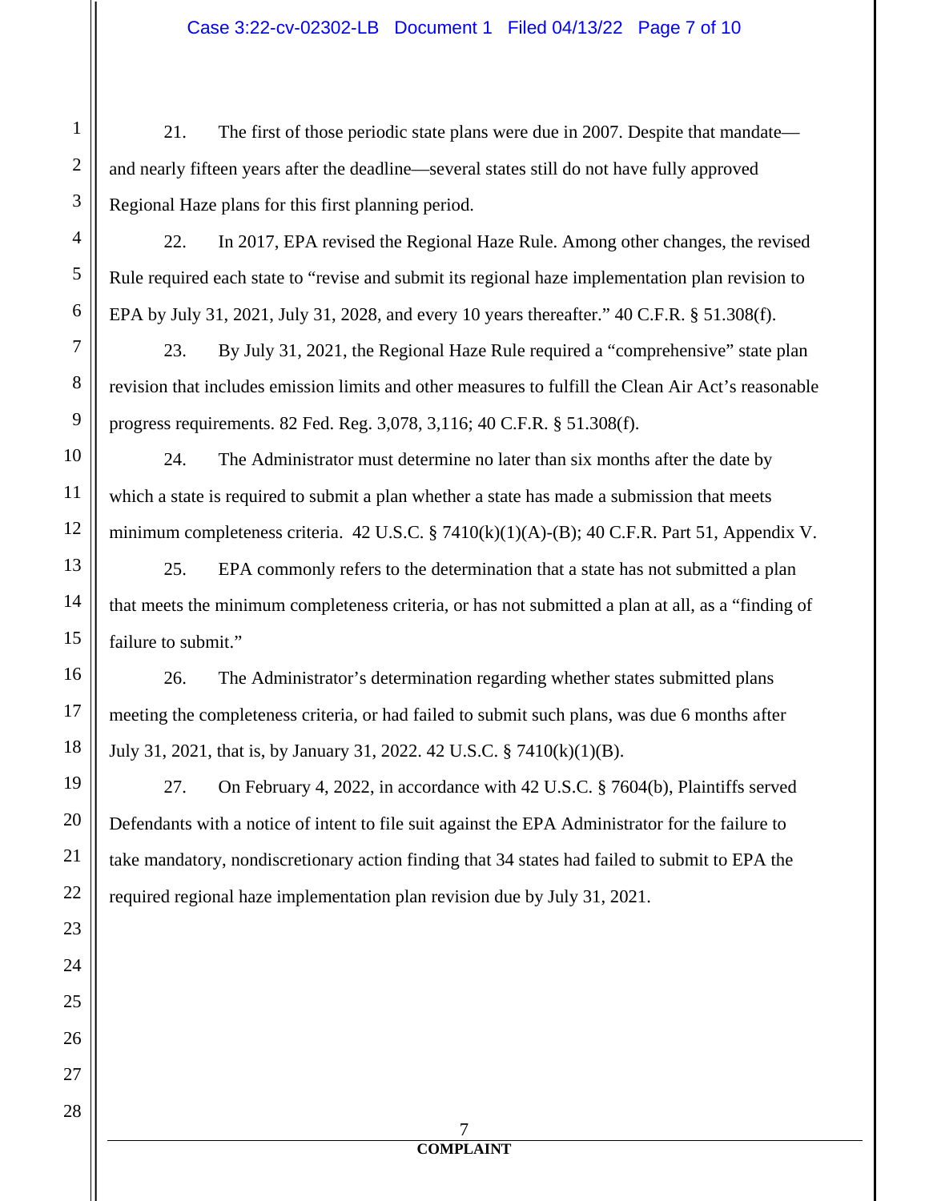21. The first of those periodic state plans were due in 2007. Despite that mandate—and nearly fifteen years after the deadline—several states still do not have fully approved Regional Haze plans for this first planning period.

22. In 2017, EPA revised the Regional Haze Rule. Among other changes, the revised Rule required each state to "revise and submit its regional haze implementation plan revision to EPA by July 31, 2021, July 31, 2028, and every 10 years thereafter." 40 C.F.R. § 51.308(f).

23. By July 31, 2021, the Regional Haze Rule required a "comprehensive" state plan revision that includes emission limits and other measures to fulfill the Clean Air Act's reasonable progress requirements. 82 Fed. Reg. 3,078, 3,116; 40 C.F.R. § 51.308(f).

24. The Administrator must determine no later than six months after the date by which a state is required to submit a plan whether a state has made a submission that meets minimum completeness criteria. 42 U.S.C. § 7410(k)(1)(A)-(B); 40 C.F.R. Part 51, Appendix V.

25. EPA commonly refers to the determination that a state has not submitted a plan that meets the minimum completeness criteria, or has not submitted a plan at all, as a "finding of failure to submit."

26. The Administrator's determination regarding whether states submitted plans meeting the completeness criteria, or had failed to submit such plans, was due 6 months after July 31, 2021, that is, by January 31, 2022. 42 U.S.C. § 7410(k)(1)(B).

27. On February 4, 2022, in accordance with 42 U.S.C. § 7604(b), Plaintiffs served Defendants with a notice of intent to file suit against the EPA Administrator for the failure to take mandatory, nondiscretionary action finding that 34 states had failed to submit to EPA the required regional haze implementation plan revision due by July 31, 2021.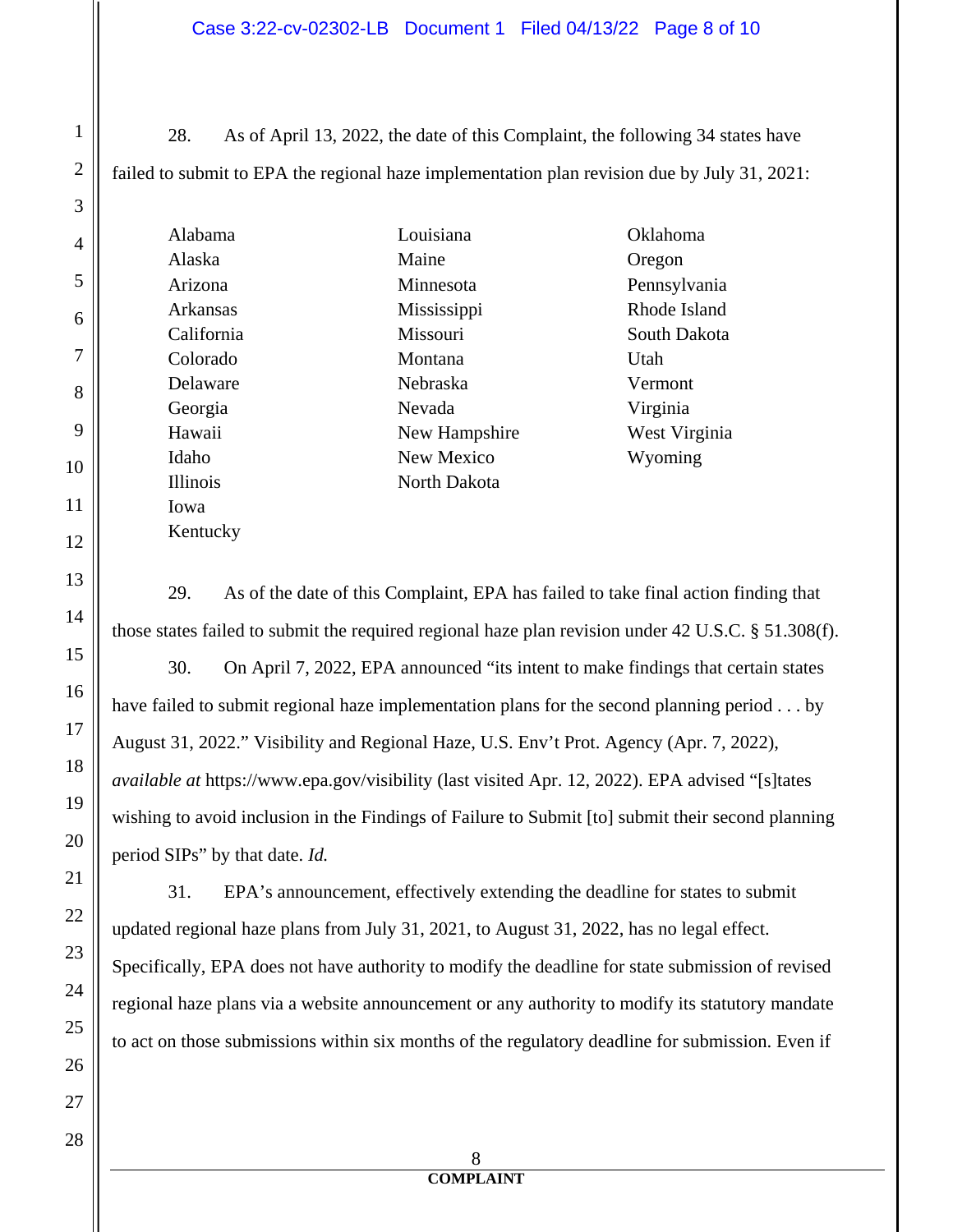28. As of April 13, 2022, the date of this Complaint, the following 34 states have failed to submit to EPA the regional haze implementation plan revision due by July 31, 2021:

| | | |
|---|---|---|
| Alabama | Louisiana | Oklahoma |
| Alaska | Maine | Oregon |
| Arizona | Minnesota | Pennsylvania |
| Arkansas | Mississippi | Rhode Island |
| California | Missouri | South Dakota |
| Colorado | Montana | Utah |
| Delaware | Nebraska | Vermont |
| Georgia | Nevada | Virginia |
| Hawaii | New Hampshire | West Virginia |
| Idaho | New Mexico | Wyoming |
| Illinois | North Dakota | |
| Iowa | | |
| Kentucky | | |

29. As of the date of this Complaint, EPA has failed to take final action finding that those states failed to submit the required regional haze plan revision under 42 U.S.C. § 51.308(f).

30. On April 7, 2022, EPA announced "its intent to make findings that certain states have failed to submit regional haze implementation plans for the second planning period . . . by August 31, 2022." Visibility and Regional Haze, U.S. Env't Prot. Agency (Apr. 7, 2022), *available at* https://www.epa.gov/visibility (last visited Apr. 12, 2022). EPA advised "[s]tates wishing to avoid inclusion in the Findings of Failure to Submit [to] submit their second planning period SIPs" by that date. *Id.*

31. EPA's announcement, effectively extending the deadline for states to submit updated regional haze plans from July 31, 2021, to August 31, 2022, has no legal effect. Specifically, EPA does not have authority to modify the deadline for state submission of revised regional haze plans via a website announcement or any authority to modify its statutory mandate to act on those submissions within six months of the regulatory deadline for submission. Even if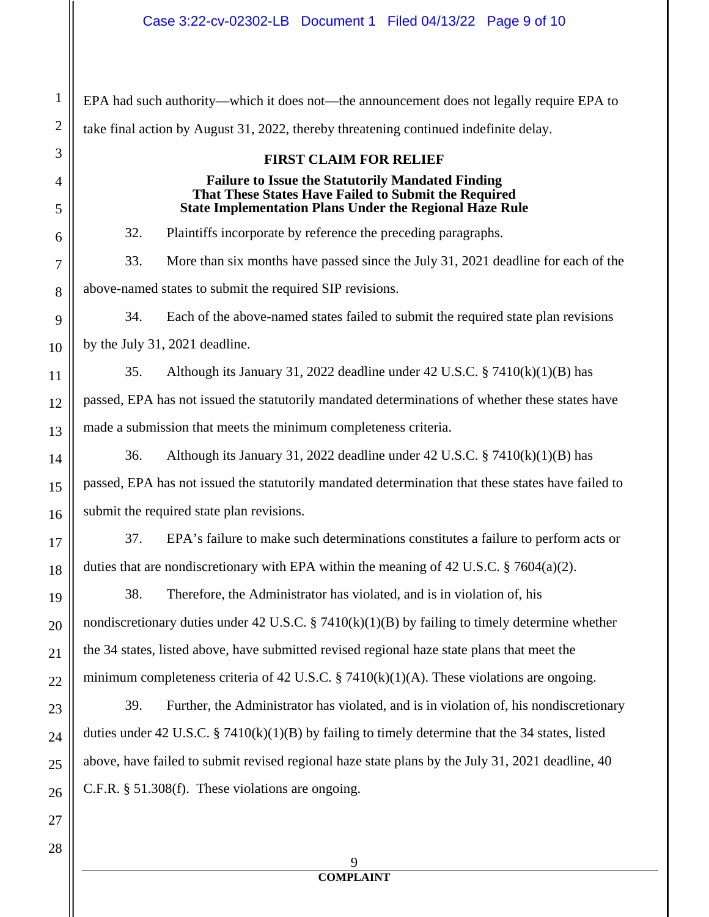EPA had such authority—which it does not—the announcement does not legally require EPA to take final action by August 31, 2022, thereby threatening continued indefinite delay.

**FIRST CLAIM FOR RELIEF**

**Failure to Issue the Statutorily Mandated Finding That These States Have Failed to Submit the Required State Implementation Plans Under the Regional Haze Rule**

32. Plaintiffs incorporate by reference the preceding paragraphs.

33. More than six months have passed since the July 31, 2021 deadline for each of the above-named states to submit the required SIP revisions.

34. Each of the above-named states failed to submit the required state plan revisions by the July 31, 2021 deadline.

35. Although its January 31, 2022 deadline under 42 U.S.C. § 7410(k)(1)(B) has passed, EPA has not issued the statutorily mandated determinations of whether these states have made a submission that meets the minimum completeness criteria.

36. Although its January 31, 2022 deadline under 42 U.S.C. § 7410(k)(1)(B) has passed, EPA has not issued the statutorily mandated determination that these states have failed to submit the required state plan revisions.

37. EPA's failure to make such determinations constitutes a failure to perform acts or duties that are nondiscretionary with EPA within the meaning of 42 U.S.C. § 7604(a)(2).

38. Therefore, the Administrator has violated, and is in violation of, his nondiscretionary duties under 42 U.S.C. § 7410(k)(1)(B) by failing to timely determine whether the 34 states, listed above, have submitted revised regional haze state plans that meet the minimum completeness criteria of 42 U.S.C. § 7410(k)(1)(A). These violations are ongoing.

39. Further, the Administrator has violated, and is in violation of, his nondiscretionary duties under 42 U.S.C. § 7410(k)(1)(B) by failing to timely determine that the 34 states, listed above, have failed to submit revised regional haze state plans by the July 31, 2021 deadline, 40 C.F.R. § 51.308(f). These violations are ongoing.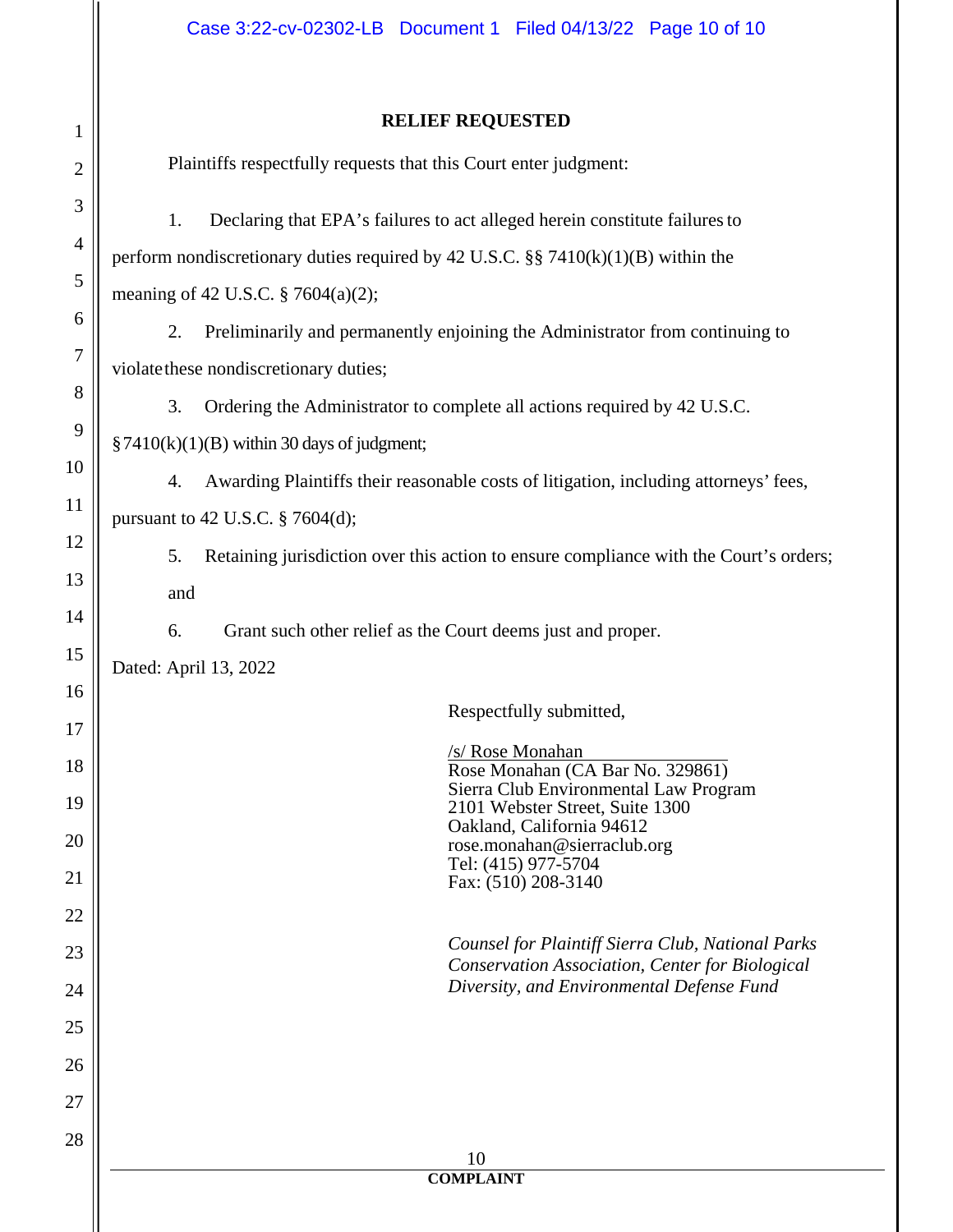## RELIEF REQUESTED

Plaintiffs respectfully requests that this Court enter judgment:

1. Declaring that EPA's failures to act alleged herein constitute failures to perform nondiscretionary duties required by 42 U.S.C. §§ 7410(k)(1)(B) within the meaning of 42 U.S.C. § 7604(a)(2);

2. Preliminarily and permanently enjoining the Administrator from continuing to violate these nondiscretionary duties;

3. Ordering the Administrator to complete all actions required by 42 U.S.C. § 7410(k)(1)(B) within 30 days of judgment;

4. Awarding Plaintiffs their reasonable costs of litigation, including attorneys' fees, pursuant to 42 U.S.C. § 7604(d);

5. Retaining jurisdiction over this action to ensure compliance with the Court's orders; and

6. Grant such other relief as the Court deems just and proper.

Dated: April 13, 2022

Respectfully submitted,

/s/ Rose Monahan
Rose Monahan (CA Bar No. 329861)
Sierra Club Environmental Law Program
2101 Webster Street, Suite 1300
Oakland, California 94612
rose.monahan@sierraclub.org
Tel: (415) 977-5704
Fax: (510) 208-3140

*Counsel for Plaintiff Sierra Club, National Parks Conservation Association, Center for Biological Diversity, and Environmental Defense Fund*

COMPLAINT